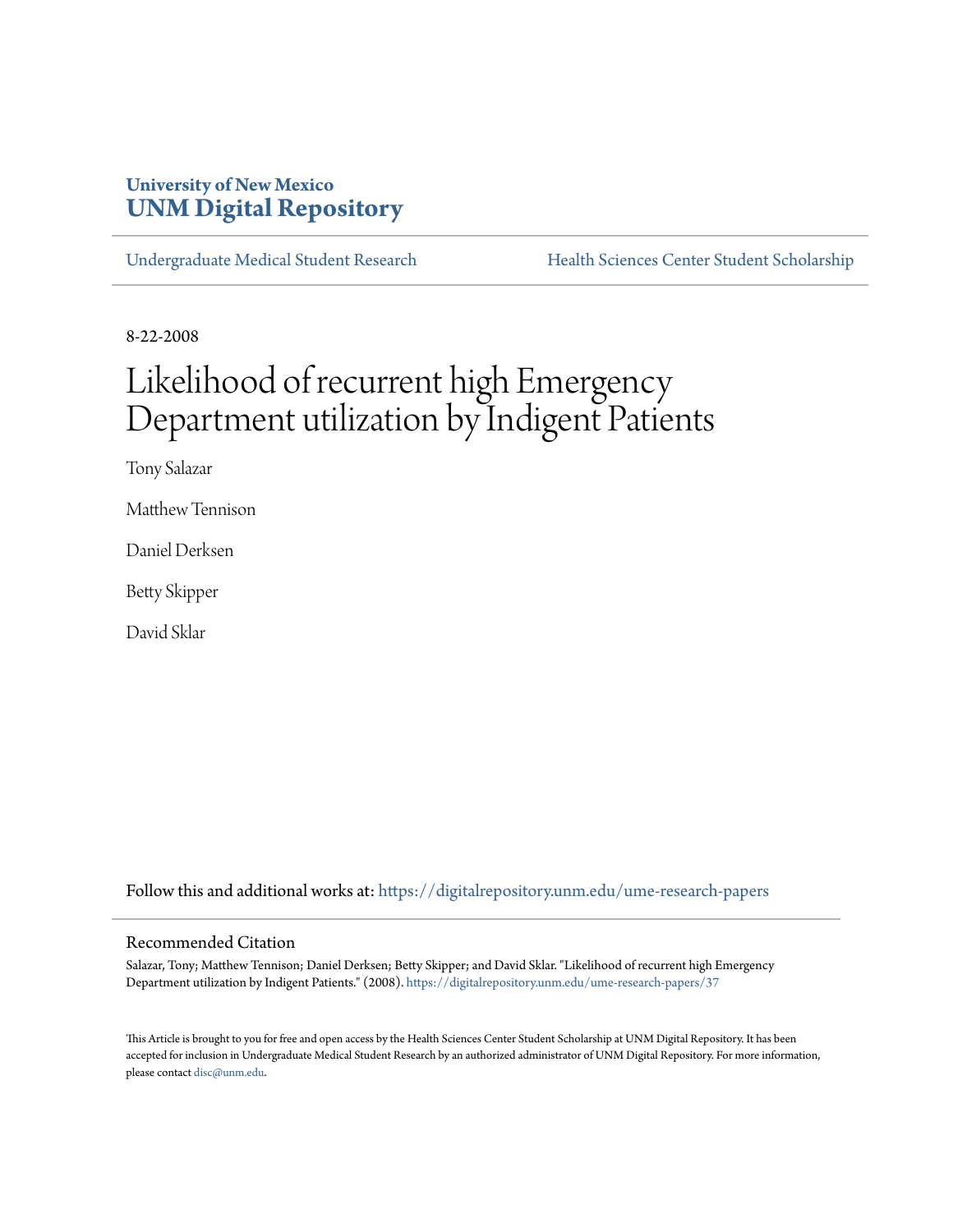University of New Mexico
**UNM Digital Repository**

Undergraduate Medical Student Research | Health Sciences Center Student Scholarship

8-22-2008

# Likelihood of recurrent high Emergency Department utilization by Indigent Patients

Tony Salazar

Matthew Tennison

Daniel Derksen

Betty Skipper

David Sklar

Follow this and additional works at: https://digitalrepository.unm.edu/ume-research-papers

## Recommended Citation

Salazar, Tony; Matthew Tennison; Daniel Derksen; Betty Skipper; and David Sklar. "Likelihood of recurrent high Emergency Department utilization by Indigent Patients." (2008). https://digitalrepository.unm.edu/ume-research-papers/37

This Article is brought to you for free and open access by the Health Sciences Center Student Scholarship at UNM Digital Repository. It has been accepted for inclusion in Undergraduate Medical Student Research by an authorized administrator of UNM Digital Repository. For more information, please contact disc@unm.edu.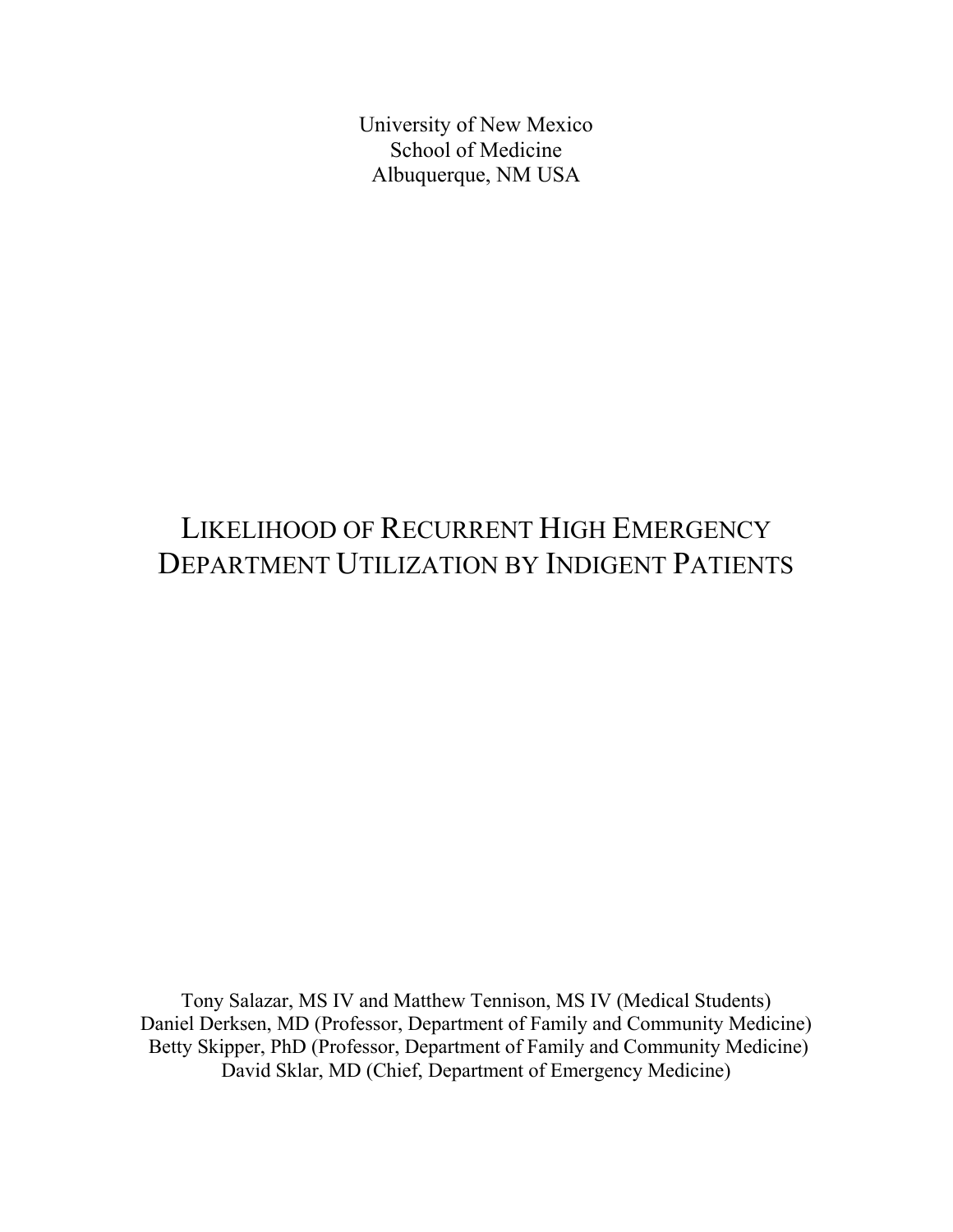University of New Mexico
School of Medicine
Albuquerque, NM USA

# Likelihood of Recurrent High Emergency Department Utilization by Indigent Patients

Tony Salazar, MS IV and Matthew Tennison, MS IV (Medical Students)
Daniel Derksen, MD (Professor, Department of Family and Community Medicine)
Betty Skipper, PhD (Professor, Department of Family and Community Medicine)
David Sklar, MD (Chief, Department of Emergency Medicine)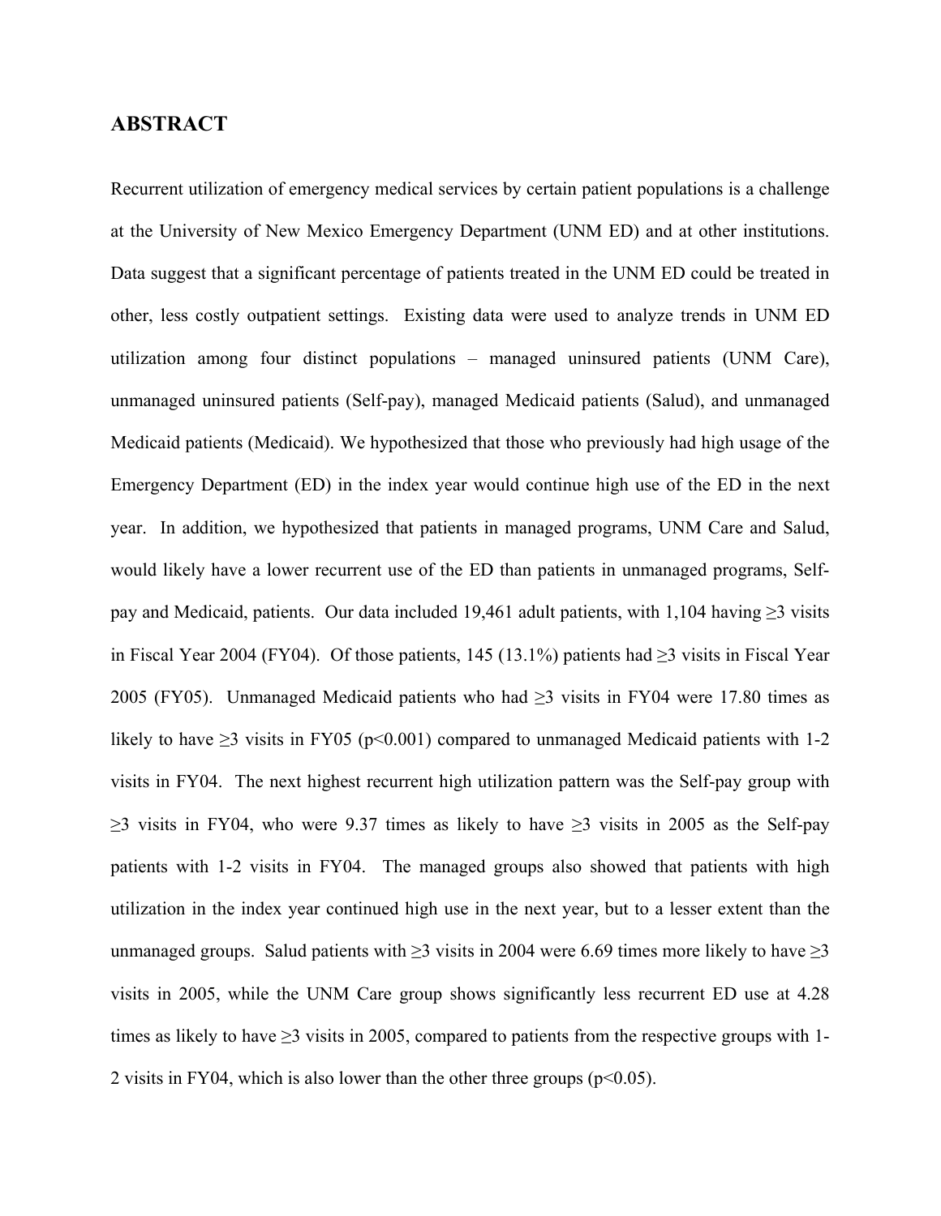## ABSTRACT

Recurrent utilization of emergency medical services by certain patient populations is a challenge at the University of New Mexico Emergency Department (UNM ED) and at other institutions. Data suggest that a significant percentage of patients treated in the UNM ED could be treated in other, less costly outpatient settings. Existing data were used to analyze trends in UNM ED utilization among four distinct populations – managed uninsured patients (UNM Care), unmanaged uninsured patients (Self-pay), managed Medicaid patients (Salud), and unmanaged Medicaid patients (Medicaid). We hypothesized that those who previously had high usage of the Emergency Department (ED) in the index year would continue high use of the ED in the next year. In addition, we hypothesized that patients in managed programs, UNM Care and Salud, would likely have a lower recurrent use of the ED than patients in unmanaged programs, Self-pay and Medicaid, patients. Our data included 19,461 adult patients, with 1,104 having ≥3 visits in Fiscal Year 2004 (FY04). Of those patients, 145 (13.1%) patients had ≥3 visits in Fiscal Year 2005 (FY05). Unmanaged Medicaid patients who had ≥3 visits in FY04 were 17.80 times as likely to have ≥3 visits in FY05 ($p<0.001$) compared to unmanaged Medicaid patients with 1-2 visits in FY04. The next highest recurrent high utilization pattern was the Self-pay group with ≥3 visits in FY04, who were 9.37 times as likely to have ≥3 visits in 2005 as the Self-pay patients with 1-2 visits in FY04. The managed groups also showed that patients with high utilization in the index year continued high use in the next year, but to a lesser extent than the unmanaged groups. Salud patients with ≥3 visits in 2004 were 6.69 times more likely to have ≥3 visits in 2005, while the UNM Care group shows significantly less recurrent ED use at 4.28 times as likely to have ≥3 visits in 2005, compared to patients from the respective groups with 1-2 visits in FY04, which is also lower than the other three groups ($p<0.05$).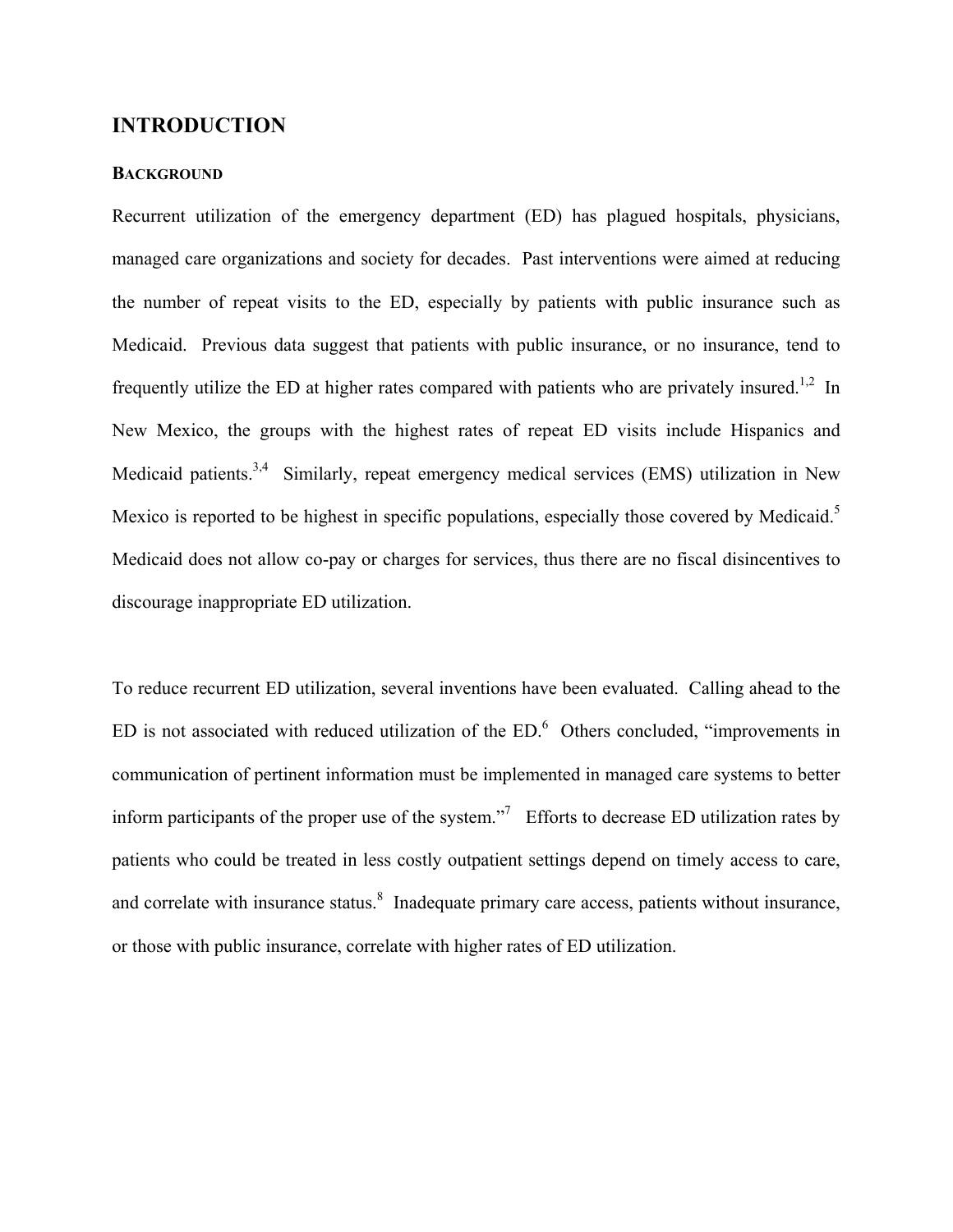# INTRODUCTION

## BACKGROUND

Recurrent utilization of the emergency department (ED) has plagued hospitals, physicians, managed care organizations and society for decades. Past interventions were aimed at reducing the number of repeat visits to the ED, especially by patients with public insurance such as Medicaid. Previous data suggest that patients with public insurance, or no insurance, tend to frequently utilize the ED at higher rates compared with patients who are privately insured.[1,2] In New Mexico, the groups with the highest rates of repeat ED visits include Hispanics and Medicaid patients.[3,4] Similarly, repeat emergency medical services (EMS) utilization in New Mexico is reported to be highest in specific populations, especially those covered by Medicaid.[5] Medicaid does not allow co-pay or charges for services, thus there are no fiscal disincentives to discourage inappropriate ED utilization.

To reduce recurrent ED utilization, several inventions have been evaluated. Calling ahead to the ED is not associated with reduced utilization of the ED.[6] Others concluded, "improvements in communication of pertinent information must be implemented in managed care systems to better inform participants of the proper use of the system."[7] Efforts to decrease ED utilization rates by patients who could be treated in less costly outpatient settings depend on timely access to care, and correlate with insurance status.[8] Inadequate primary care access, patients without insurance, or those with public insurance, correlate with higher rates of ED utilization.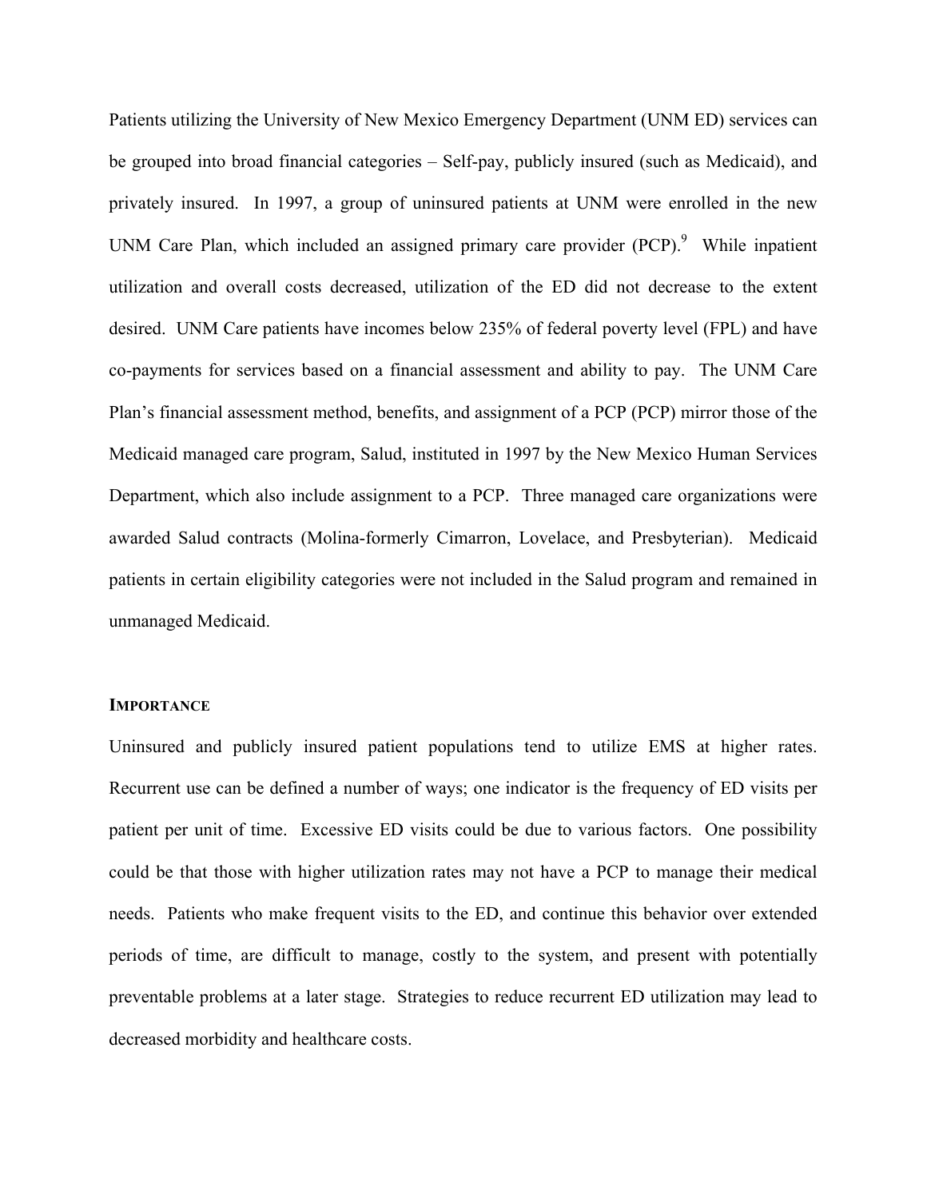Patients utilizing the University of New Mexico Emergency Department (UNM ED) services can be grouped into broad financial categories – Self-pay, publicly insured (such as Medicaid), and privately insured. In 1997, a group of uninsured patients at UNM were enrolled in the new UNM Care Plan, which included an assigned primary care provider (PCP).[9] While inpatient utilization and overall costs decreased, utilization of the ED did not decrease to the extent desired. UNM Care patients have incomes below 235% of federal poverty level (FPL) and have co-payments for services based on a financial assessment and ability to pay. The UNM Care Plan's financial assessment method, benefits, and assignment of a PCP (PCP) mirror those of the Medicaid managed care program, Salud, instituted in 1997 by the New Mexico Human Services Department, which also include assignment to a PCP. Three managed care organizations were awarded Salud contracts (Molina-formerly Cimarron, Lovelace, and Presbyterian). Medicaid patients in certain eligibility categories were not included in the Salud program and remained in unmanaged Medicaid.

## IMPORTANCE

Uninsured and publicly insured patient populations tend to utilize EMS at higher rates. Recurrent use can be defined a number of ways; one indicator is the frequency of ED visits per patient per unit of time. Excessive ED visits could be due to various factors. One possibility could be that those with higher utilization rates may not have a PCP to manage their medical needs. Patients who make frequent visits to the ED, and continue this behavior over extended periods of time, are difficult to manage, costly to the system, and present with potentially preventable problems at a later stage. Strategies to reduce recurrent ED utilization may lead to decreased morbidity and healthcare costs.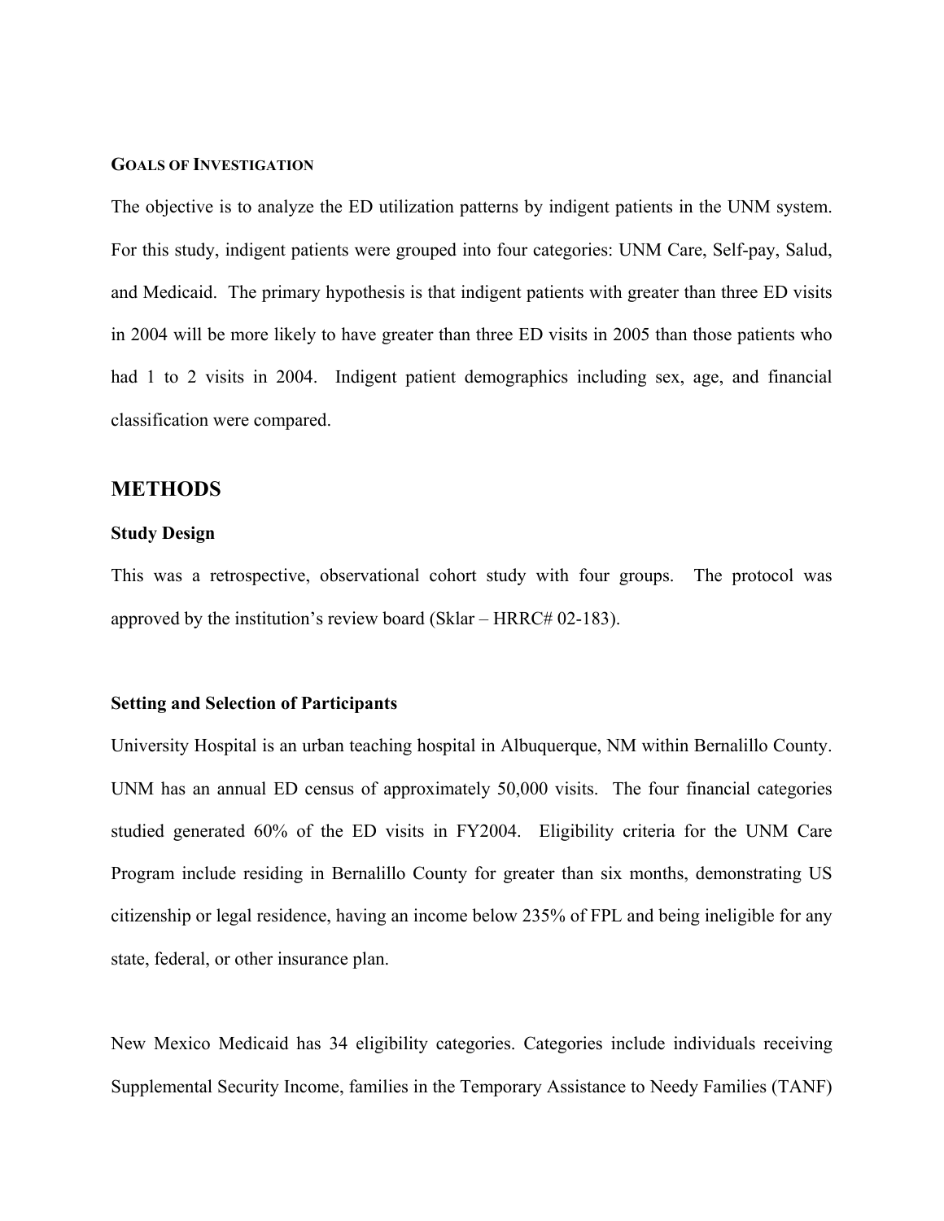### GOALS OF INVESTIGATION

The objective is to analyze the ED utilization patterns by indigent patients in the UNM system. For this study, indigent patients were grouped into four categories: UNM Care, Self-pay, Salud, and Medicaid. The primary hypothesis is that indigent patients with greater than three ED visits in 2004 will be more likely to have greater than three ED visits in 2005 than those patients who had 1 to 2 visits in 2004. Indigent patient demographics including sex, age, and financial classification were compared.

## METHODS

### Study Design

This was a retrospective, observational cohort study with four groups. The protocol was approved by the institution's review board (Sklar – HRRC# 02-183).

### Setting and Selection of Participants

University Hospital is an urban teaching hospital in Albuquerque, NM within Bernalillo County. UNM has an annual ED census of approximately 50,000 visits. The four financial categories studied generated 60% of the ED visits in FY2004. Eligibility criteria for the UNM Care Program include residing in Bernalillo County for greater than six months, demonstrating US citizenship or legal residence, having an income below 235% of FPL and being ineligible for any state, federal, or other insurance plan.

New Mexico Medicaid has 34 eligibility categories. Categories include individuals receiving Supplemental Security Income, families in the Temporary Assistance to Needy Families (TANF)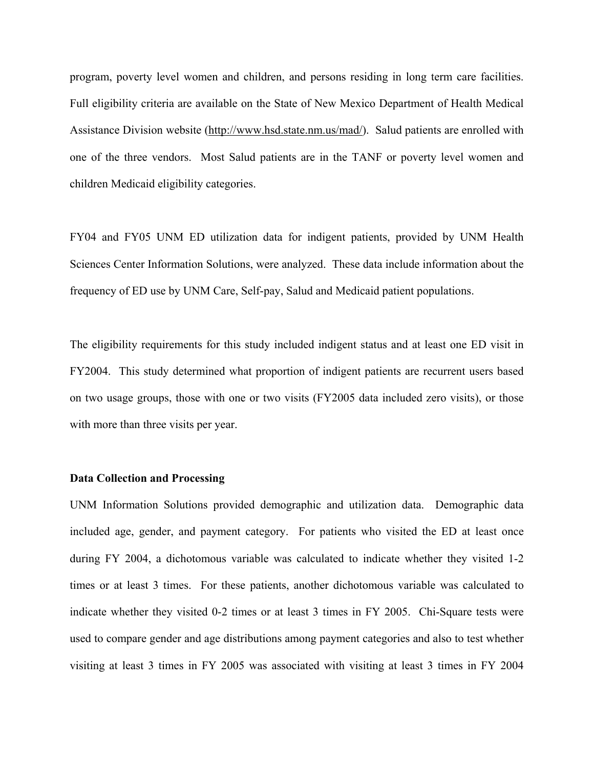program, poverty level women and children, and persons residing in long term care facilities. Full eligibility criteria are available on the State of New Mexico Department of Health Medical Assistance Division website (http://www.hsd.state.nm.us/mad/). Salud patients are enrolled with one of the three vendors. Most Salud patients are in the TANF or poverty level women and children Medicaid eligibility categories.

FY04 and FY05 UNM ED utilization data for indigent patients, provided by UNM Health Sciences Center Information Solutions, were analyzed. These data include information about the frequency of ED use by UNM Care, Self-pay, Salud and Medicaid patient populations.

The eligibility requirements for this study included indigent status and at least one ED visit in FY2004. This study determined what proportion of indigent patients are recurrent users based on two usage groups, those with one or two visits (FY2005 data included zero visits), or those with more than three visits per year.

**Data Collection and Processing**

UNM Information Solutions provided demographic and utilization data. Demographic data included age, gender, and payment category. For patients who visited the ED at least once during FY 2004, a dichotomous variable was calculated to indicate whether they visited 1-2 times or at least 3 times. For these patients, another dichotomous variable was calculated to indicate whether they visited 0-2 times or at least 3 times in FY 2005. Chi-Square tests were used to compare gender and age distributions among payment categories and also to test whether visiting at least 3 times in FY 2005 was associated with visiting at least 3 times in FY 2004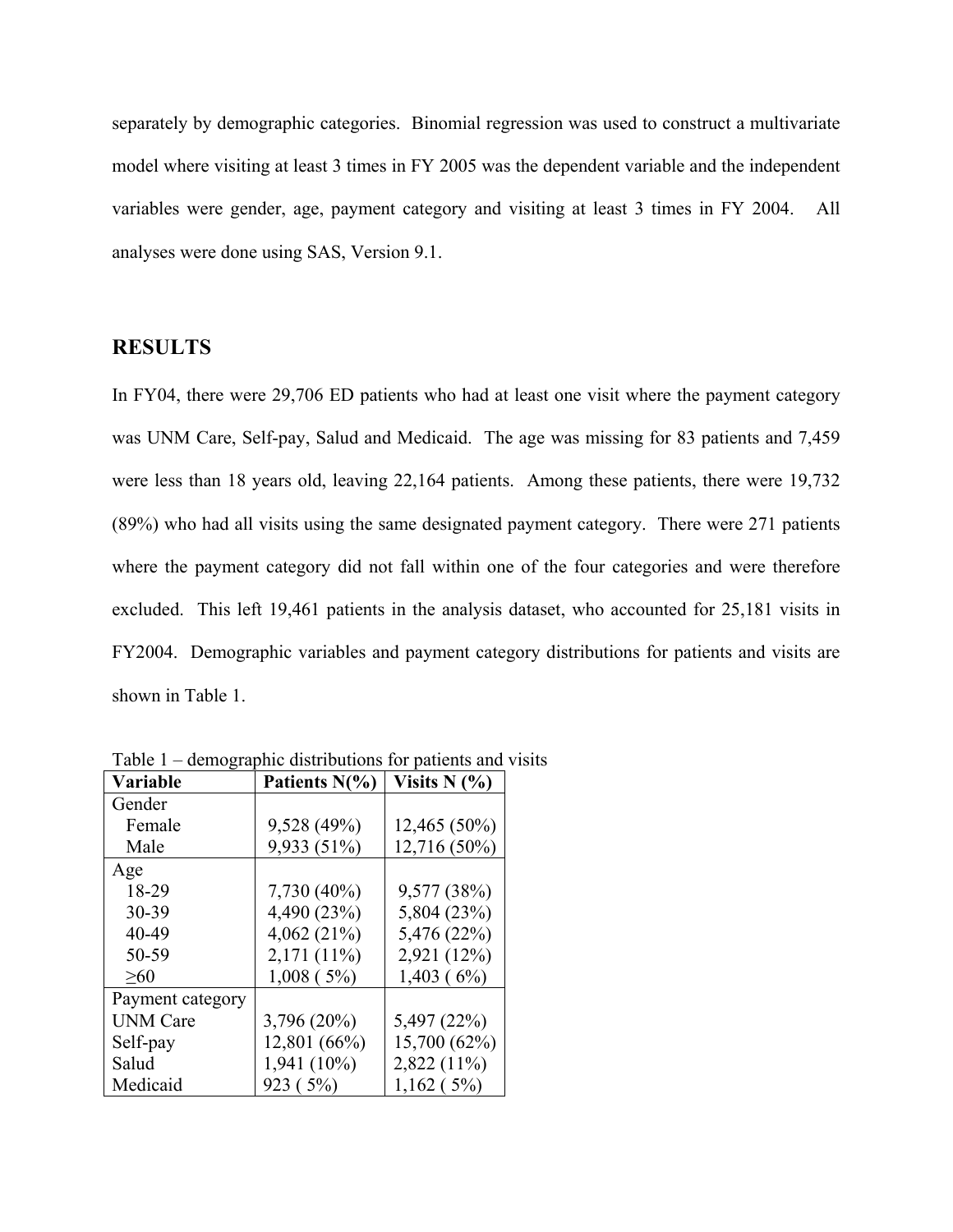separately by demographic categories. Binomial regression was used to construct a multivariate model where visiting at least 3 times in FY 2005 was the dependent variable and the independent variables were gender, age, payment category and visiting at least 3 times in FY 2004. All analyses were done using SAS, Version 9.1.

## RESULTS

In FY04, there were 29,706 ED patients who had at least one visit where the payment category was UNM Care, Self-pay, Salud and Medicaid. The age was missing for 83 patients and 7,459 were less than 18 years old, leaving 22,164 patients. Among these patients, there were 19,732 (89%) who had all visits using the same designated payment category. There were 271 patients where the payment category did not fall within one of the four categories and were therefore excluded. This left 19,461 patients in the analysis dataset, who accounted for 25,181 visits in FY2004. Demographic variables and payment category distributions for patients and visits are shown in Table 1.

Table 1 – demographic distributions for patients and visits

| Variable | Patients N(%) | Visits N (%) |
|---|---|---|
| Gender | | |
| Female | 9,528 (49%) | 12,465 (50%) |
| Male | 9,933 (51%) | 12,716 (50%) |
| Age | | |
| 18-29 | 7,730 (40%) | 9,577 (38%) |
| 30-39 | 4,490 (23%) | 5,804 (23%) |
| 40-49 | 4,062 (21%) | 5,476 (22%) |
| 50-59 | 2,171 (11%) | 2,921 (12%) |
| ≥60 | 1,008 ( 5%) | 1,403 ( 6%) |
| Payment category | | |
| UNM Care | 3,796 (20%) | 5,497 (22%) |
| Self-pay | 12,801 (66%) | 15,700 (62%) |
| Salud | 1,941 (10%) | 2,822 (11%) |
| Medicaid | 923 ( 5%) | 1,162 ( 5%) |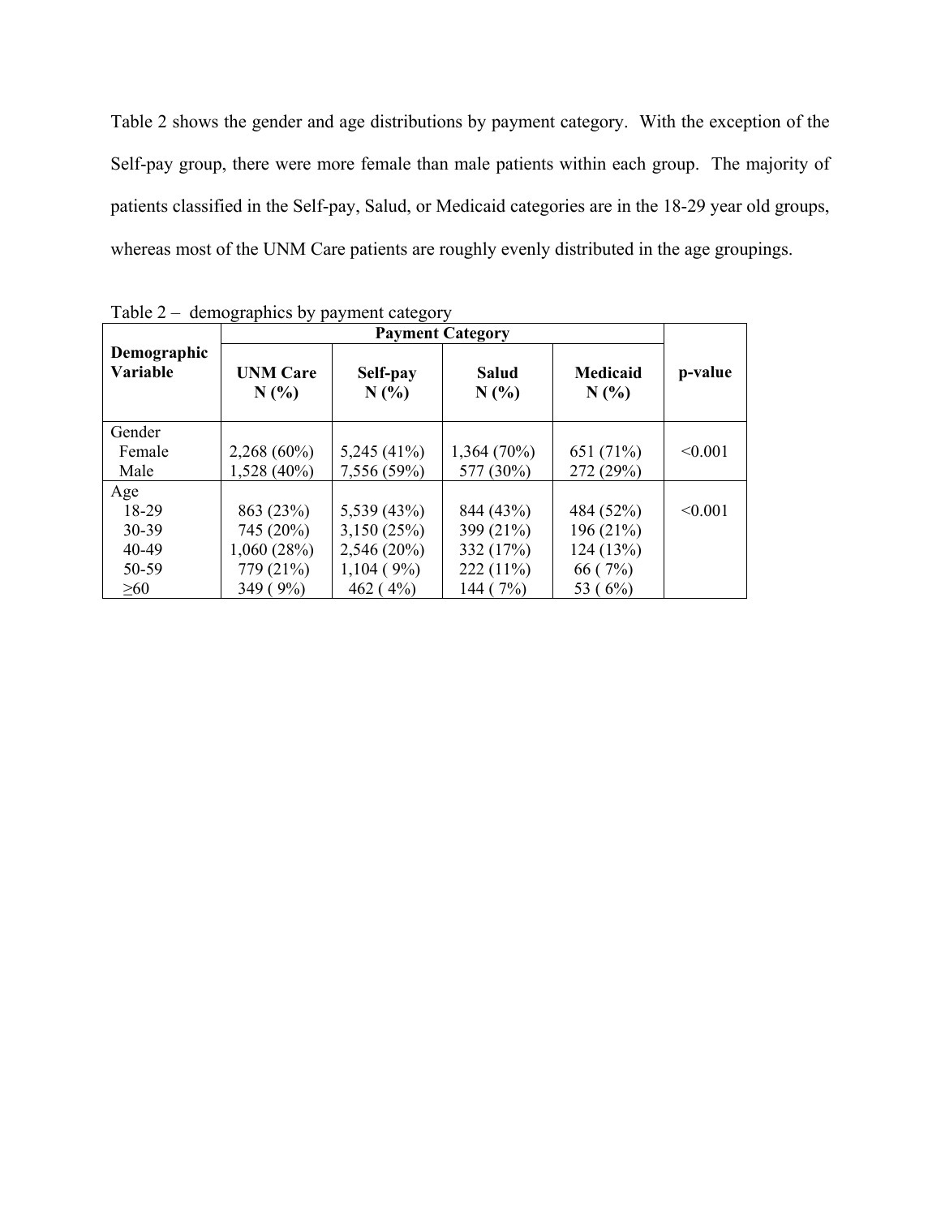Table 2 shows the gender and age distributions by payment category. With the exception of the Self-pay group, there were more female than male patients within each group. The majority of patients classified in the Self-pay, Salud, or Medicaid categories are in the 18-29 year old groups, whereas most of the UNM Care patients are roughly evenly distributed in the age groupings.

Table 2 – demographics by payment category

| Demographic Variable | Payment Category | | | | p-value |
|---|---|---|---|---|---|
| | UNM Care N (%) | Self-pay N (%) | Salud N (%) | Medicaid N (%) | |
| Gender | | | | | |
| Female | 2,268 (60%) | 5,245 (41%) | 1,364 (70%) | 651 (71%) | <0.001 |
| Male | 1,528 (40%) | 7,556 (59%) | 577 (30%) | 272 (29%) | |
| Age | | | | | |
| 18-29 | 863 (23%) | 5,539 (43%) | 844 (43%) | 484 (52%) | <0.001 |
| 30-39 | 745 (20%) | 3,150 (25%) | 399 (21%) | 196 (21%) | |
| 40-49 | 1,060 (28%) | 2,546 (20%) | 332 (17%) | 124 (13%) | |
| 50-59 | 779 (21%) | 1,104 ( 9%) | 222 (11%) | 66 ( 7%) | |
| ≥60 | 349 ( 9%) | 462 ( 4%) | 144 ( 7%) | 53 ( 6%) | |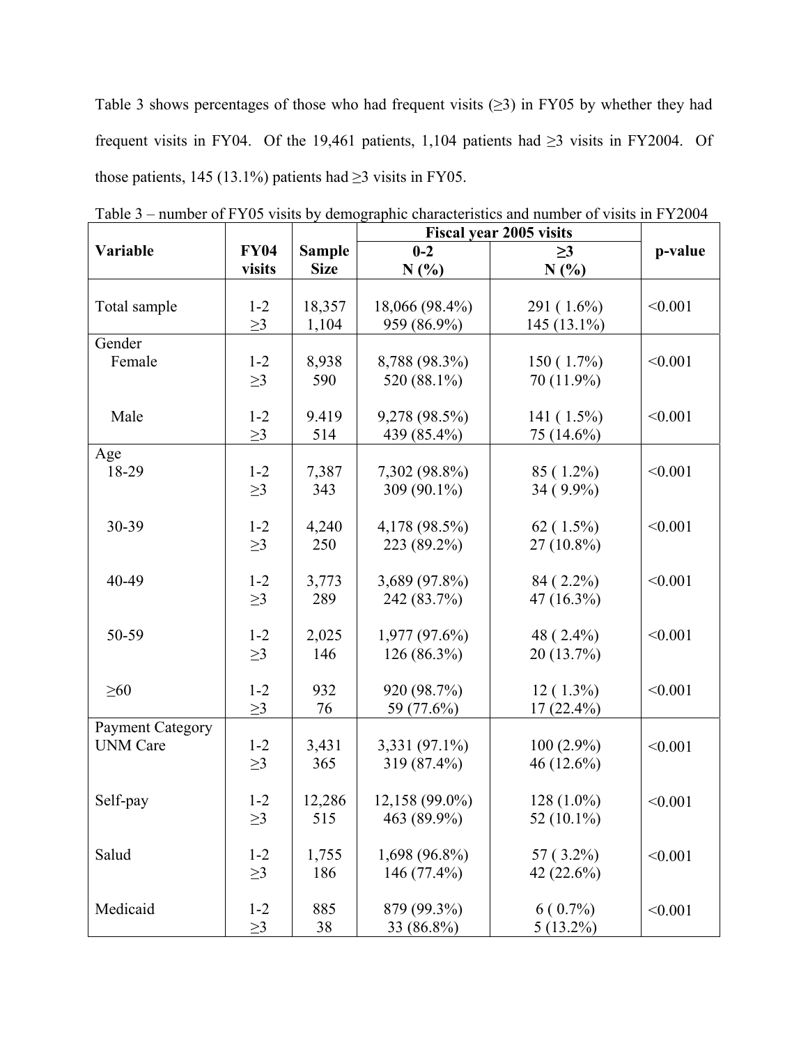Table 3 shows percentages of those who had frequent visits (≥3) in FY05 by whether they had frequent visits in FY04. Of the 19,461 patients, 1,104 patients had ≥3 visits in FY2004. Of those patients, 145 (13.1%) patients had ≥3 visits in FY05.

Table 3 – number of FY05 visits by demographic characteristics and number of visits in FY2004

| Variable | FY04 visits | Sample Size | Fiscal year 2005 visits | | p-value |
|---|---|---|---|---|---|
| | | | 0-2<br>N (%) | ≥3<br>N (%) | |
| Total sample | 1-2 | 18,357 | 18,066 (98.4%) | 291 ( 1.6%) | <0.001 |
| | ≥3 | 1,104 | 959 (86.9%) | 145 (13.1%) | |
| Gender | | | | | |
| Female | 1-2 | 8,938 | 8,788 (98.3%) | 150 ( 1.7%) | <0.001 |
| | ≥3 | 590 | 520 (88.1%) | 70 (11.9%) | |
| Male | 1-2 | 9.419 | 9,278 (98.5%) | 141 ( 1.5%) | <0.001 |
| | ≥3 | 514 | 439 (85.4%) | 75 (14.6%) | |
| Age | | | | | |
| 18-29 | 1-2 | 7,387 | 7,302 (98.8%) | 85 ( 1.2%) | <0.001 |
| | ≥3 | 343 | 309 (90.1%) | 34 ( 9.9%) | |
| 30-39 | 1-2 | 4,240 | 4,178 (98.5%) | 62 ( 1.5%) | <0.001 |
| | ≥3 | 250 | 223 (89.2%) | 27 (10.8%) | |
| 40-49 | 1-2 | 3,773 | 3,689 (97.8%) | 84 ( 2.2%) | <0.001 |
| | ≥3 | 289 | 242 (83.7%) | 47 (16.3%) | |
| 50-59 | 1-2 | 2,025 | 1,977 (97.6%) | 48 ( 2.4%) | <0.001 |
| | ≥3 | 146 | 126 (86.3%) | 20 (13.7%) | |
| ≥60 | 1-2 | 932 | 920 (98.7%) | 12 ( 1.3%) | <0.001 |
| | ≥3 | 76 | 59 (77.6%) | 17 (22.4%) | |
| Payment Category | | | | | |
| UNM Care | 1-2 | 3,431 | 3,331 (97.1%) | 100 (2.9%) | <0.001 |
| | ≥3 | 365 | 319 (87.4%) | 46 (12.6%) | |
| Self-pay | 1-2 | 12,286 | 12,158 (99.0%) | 128 (1.0%) | <0.001 |
| | ≥3 | 515 | 463 (89.9%) | 52 (10.1%) | |
| Salud | 1-2 | 1,755 | 1,698 (96.8%) | 57 ( 3.2%) | <0.001 |
| | ≥3 | 186 | 146 (77.4%) | 42 (22.6%) | |
| Medicaid | 1-2 | 885 | 879 (99.3%) | 6 ( 0.7%) | <0.001 |
| | ≥3 | 38 | 33 (86.8%) | 5 (13.2%) | |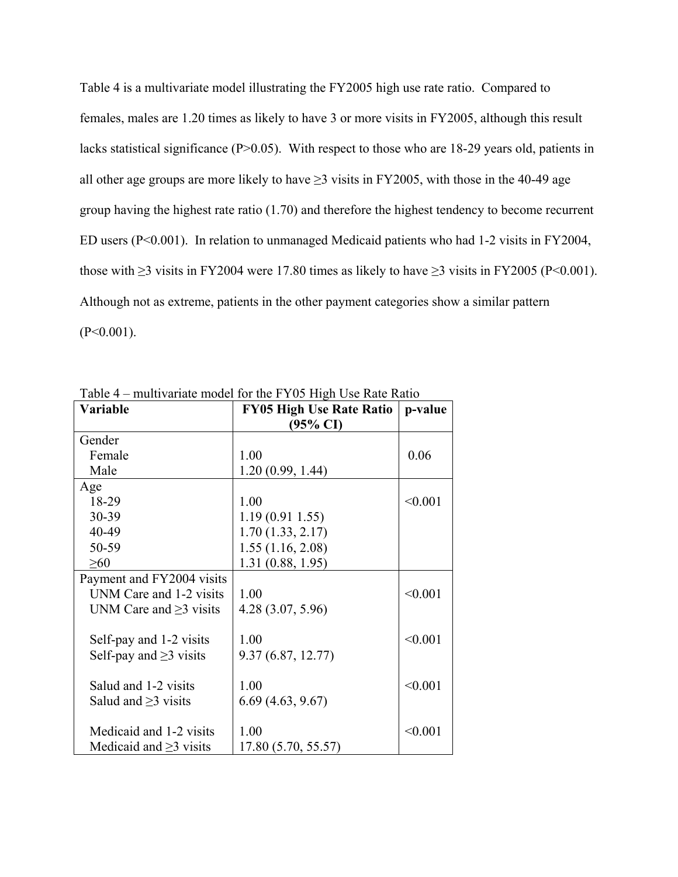Table 4 is a multivariate model illustrating the FY2005 high use rate ratio. Compared to females, males are 1.20 times as likely to have 3 or more visits in FY2005, although this result lacks statistical significance ($P>0.05$). With respect to those who are 18-29 years old, patients in all other age groups are more likely to have ≥3 visits in FY2005, with those in the 40-49 age group having the highest rate ratio (1.70) and therefore the highest tendency to become recurrent ED users ($P<0.001$). In relation to unmanaged Medicaid patients who had 1-2 visits in FY2004, those with ≥3 visits in FY2004 were 17.80 times as likely to have ≥3 visits in FY2005 ($P<0.001$). Although not as extreme, patients in the other payment categories show a similar pattern ($P<0.001$).

Table 4 – multivariate model for the FY05 High Use Rate Ratio

| Variable | FY05 High Use Rate Ratio (95% CI) | p-value |
|---|---|---|
| Gender | | |
| Female | 1.00 | 0.06 |
| Male | 1.20 (0.99, 1.44) | |
| Age | | |
| 18-29 | 1.00 | <0.001 |
| 30-39 | 1.19 (0.91 1.55) | |
| 40-49 | 1.70 (1.33, 2.17) | |
| 50-59 | 1.55 (1.16, 2.08) | |
| ≥60 | 1.31 (0.88, 1.95) | |
| Payment and FY2004 visits | | |
| UNM Care and 1-2 visits | 1.00 | <0.001 |
| UNM Care and ≥3 visits | 4.28 (3.07, 5.96) | |
| Self-pay and 1-2 visits | 1.00 | <0.001 |
| Self-pay and ≥3 visits | 9.37 (6.87, 12.77) | |
| Salud and 1-2 visits | 1.00 | <0.001 |
| Salud and ≥3 visits | 6.69 (4.63, 9.67) | |
| Medicaid and 1-2 visits | 1.00 | <0.001 |
| Medicaid and ≥3 visits | 17.80 (5.70, 55.57) | |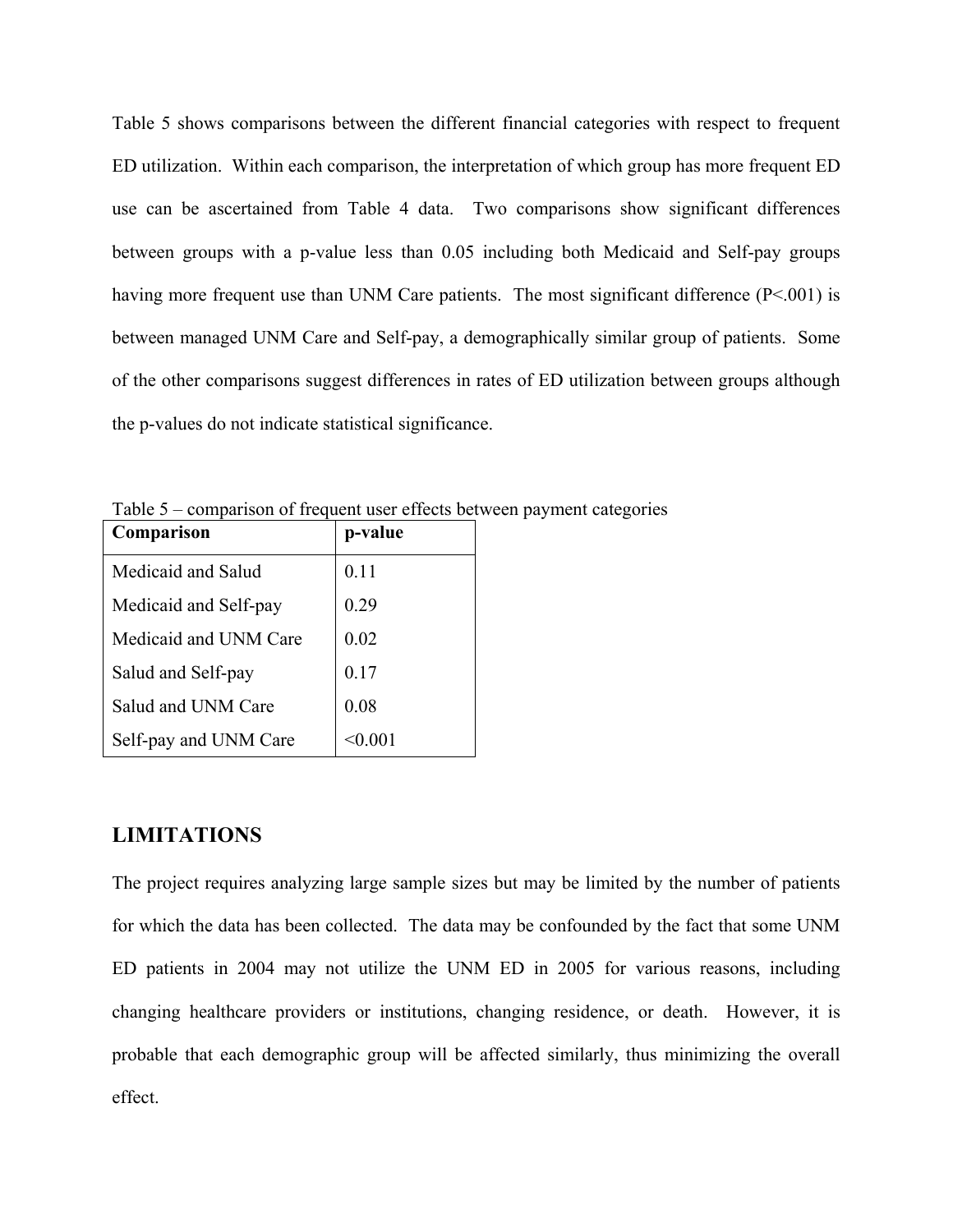Table 5 shows comparisons between the different financial categories with respect to frequent ED utilization. Within each comparison, the interpretation of which group has more frequent ED use can be ascertained from Table 4 data. Two comparisons show significant differences between groups with a p-value less than 0.05 including both Medicaid and Self-pay groups having more frequent use than UNM Care patients. The most significant difference (P<.001) is between managed UNM Care and Self-pay, a demographically similar group of patients. Some of the other comparisons suggest differences in rates of ED utilization between groups although the p-values do not indicate statistical significance.

Table 5 – comparison of frequent user effects between payment categories

| **Comparison** | **p-value** |
|---|---|
| Medicaid and Salud | 0.11 |
| Medicaid and Self-pay | 0.29 |
| Medicaid and UNM Care | 0.02 |
| Salud and Self-pay | 0.17 |
| Salud and UNM Care | 0.08 |
| Self-pay and UNM Care | <0.001 |

## LIMITATIONS

The project requires analyzing large sample sizes but may be limited by the number of patients for which the data has been collected. The data may be confounded by the fact that some UNM ED patients in 2004 may not utilize the UNM ED in 2005 for various reasons, including changing healthcare providers or institutions, changing residence, or death. However, it is probable that each demographic group will be affected similarly, thus minimizing the overall effect.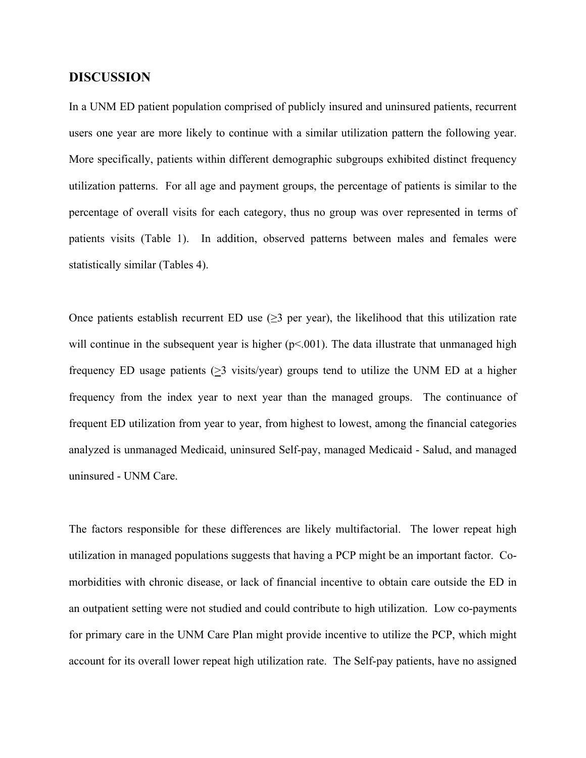## DISCUSSION

In a UNM ED patient population comprised of publicly insured and uninsured patients, recurrent users one year are more likely to continue with a similar utilization pattern the following year. More specifically, patients within different demographic subgroups exhibited distinct frequency utilization patterns. For all age and payment groups, the percentage of patients is similar to the percentage of overall visits for each category, thus no group was over represented in terms of patients visits (Table 1). In addition, observed patterns between males and females were statistically similar (Tables 4).

Once patients establish recurrent ED use (≥3 per year), the likelihood that this utilization rate will continue in the subsequent year is higher ($p<.001$). The data illustrate that unmanaged high frequency ED usage patients (≥3 visits/year) groups tend to utilize the UNM ED at a higher frequency from the index year to next year than the managed groups. The continuance of frequent ED utilization from year to year, from highest to lowest, among the financial categories analyzed is unmanaged Medicaid, uninsured Self-pay, managed Medicaid - Salud, and managed uninsured - UNM Care.

The factors responsible for these differences are likely multifactorial. The lower repeat high utilization in managed populations suggests that having a PCP might be an important factor. Co-morbidities with chronic disease, or lack of financial incentive to obtain care outside the ED in an outpatient setting were not studied and could contribute to high utilization. Low co-payments for primary care in the UNM Care Plan might provide incentive to utilize the PCP, which might account for its overall lower repeat high utilization rate. The Self-pay patients, have no assigned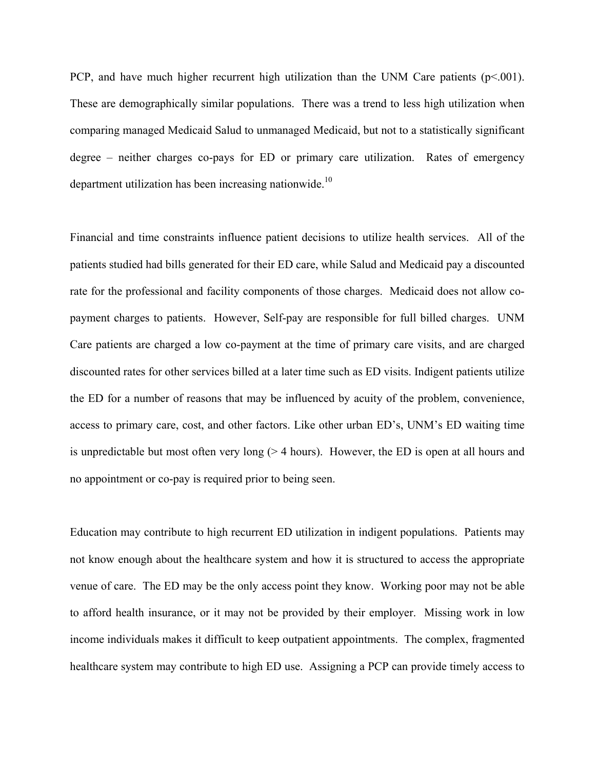PCP, and have much higher recurrent high utilization than the UNM Care patients ($p<.001$). These are demographically similar populations. There was a trend to less high utilization when comparing managed Medicaid Salud to unmanaged Medicaid, but not to a statistically significant degree – neither charges co-pays for ED or primary care utilization. Rates of emergency department utilization has been increasing nationwide.[10]

Financial and time constraints influence patient decisions to utilize health services. All of the patients studied had bills generated for their ED care, while Salud and Medicaid pay a discounted rate for the professional and facility components of those charges. Medicaid does not allow co-payment charges to patients. However, Self-pay are responsible for full billed charges. UNM Care patients are charged a low co-payment at the time of primary care visits, and are charged discounted rates for other services billed at a later time such as ED visits. Indigent patients utilize the ED for a number of reasons that may be influenced by acuity of the problem, convenience, access to primary care, cost, and other factors. Like other urban ED's, UNM's ED waiting time is unpredictable but most often very long (> 4 hours). However, the ED is open at all hours and no appointment or co-pay is required prior to being seen.

Education may contribute to high recurrent ED utilization in indigent populations. Patients may not know enough about the healthcare system and how it is structured to access the appropriate venue of care. The ED may be the only access point they know. Working poor may not be able to afford health insurance, or it may not be provided by their employer. Missing work in low income individuals makes it difficult to keep outpatient appointments. The complex, fragmented healthcare system may contribute to high ED use. Assigning a PCP can provide timely access to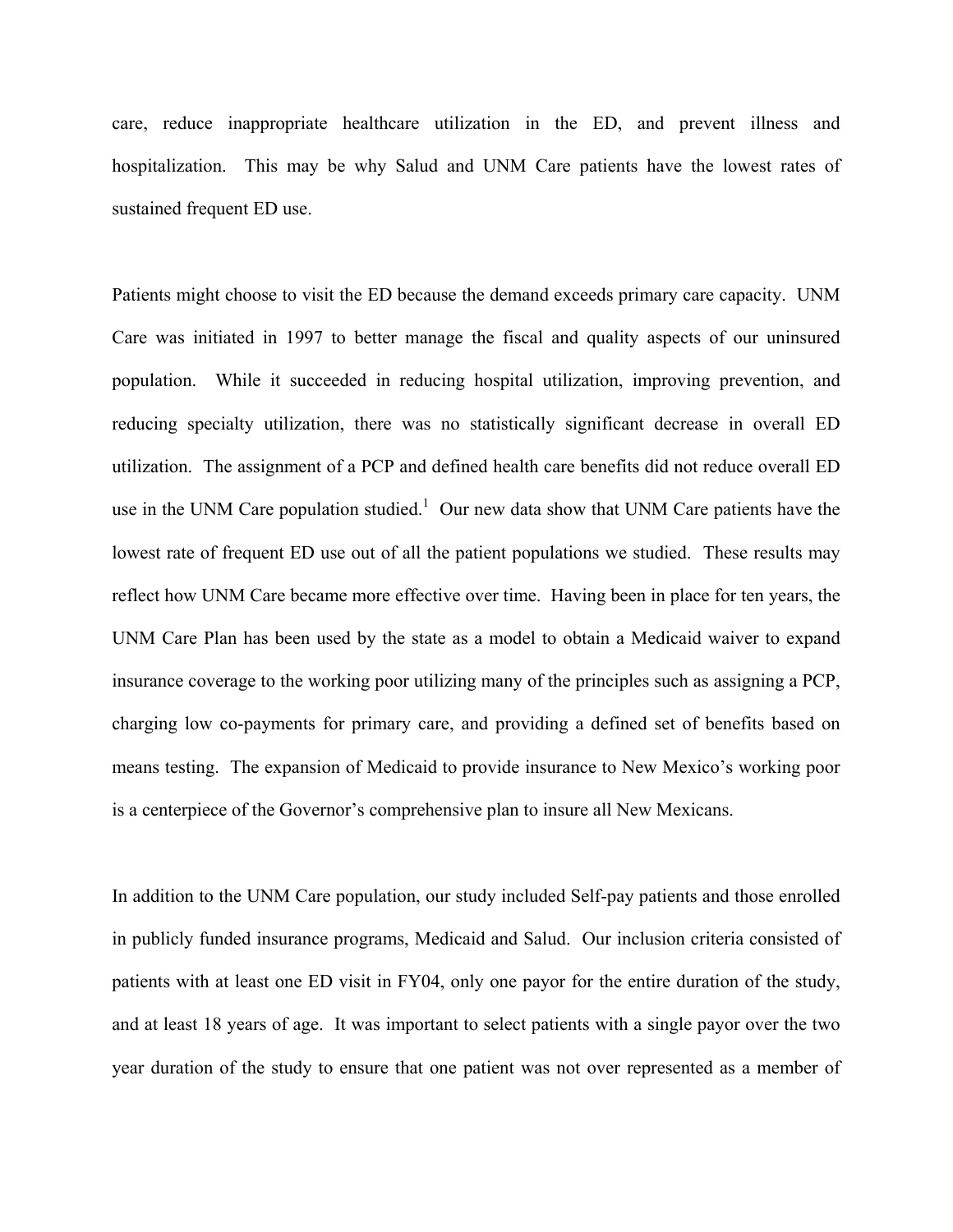care, reduce inappropriate healthcare utilization in the ED, and prevent illness and hospitalization. This may be why Salud and UNM Care patients have the lowest rates of sustained frequent ED use.

Patients might choose to visit the ED because the demand exceeds primary care capacity. UNM Care was initiated in 1997 to better manage the fiscal and quality aspects of our uninsured population. While it succeeded in reducing hospital utilization, improving prevention, and reducing specialty utilization, there was no statistically significant decrease in overall ED utilization. The assignment of a PCP and defined health care benefits did not reduce overall ED use in the UNM Care population studied.[1] Our new data show that UNM Care patients have the lowest rate of frequent ED use out of all the patient populations we studied. These results may reflect how UNM Care became more effective over time. Having been in place for ten years, the UNM Care Plan has been used by the state as a model to obtain a Medicaid waiver to expand insurance coverage to the working poor utilizing many of the principles such as assigning a PCP, charging low co-payments for primary care, and providing a defined set of benefits based on means testing. The expansion of Medicaid to provide insurance to New Mexico's working poor is a centerpiece of the Governor's comprehensive plan to insure all New Mexicans.

In addition to the UNM Care population, our study included Self-pay patients and those enrolled in publicly funded insurance programs, Medicaid and Salud. Our inclusion criteria consisted of patients with at least one ED visit in FY04, only one payor for the entire duration of the study, and at least 18 years of age. It was important to select patients with a single payor over the two year duration of the study to ensure that one patient was not over represented as a member of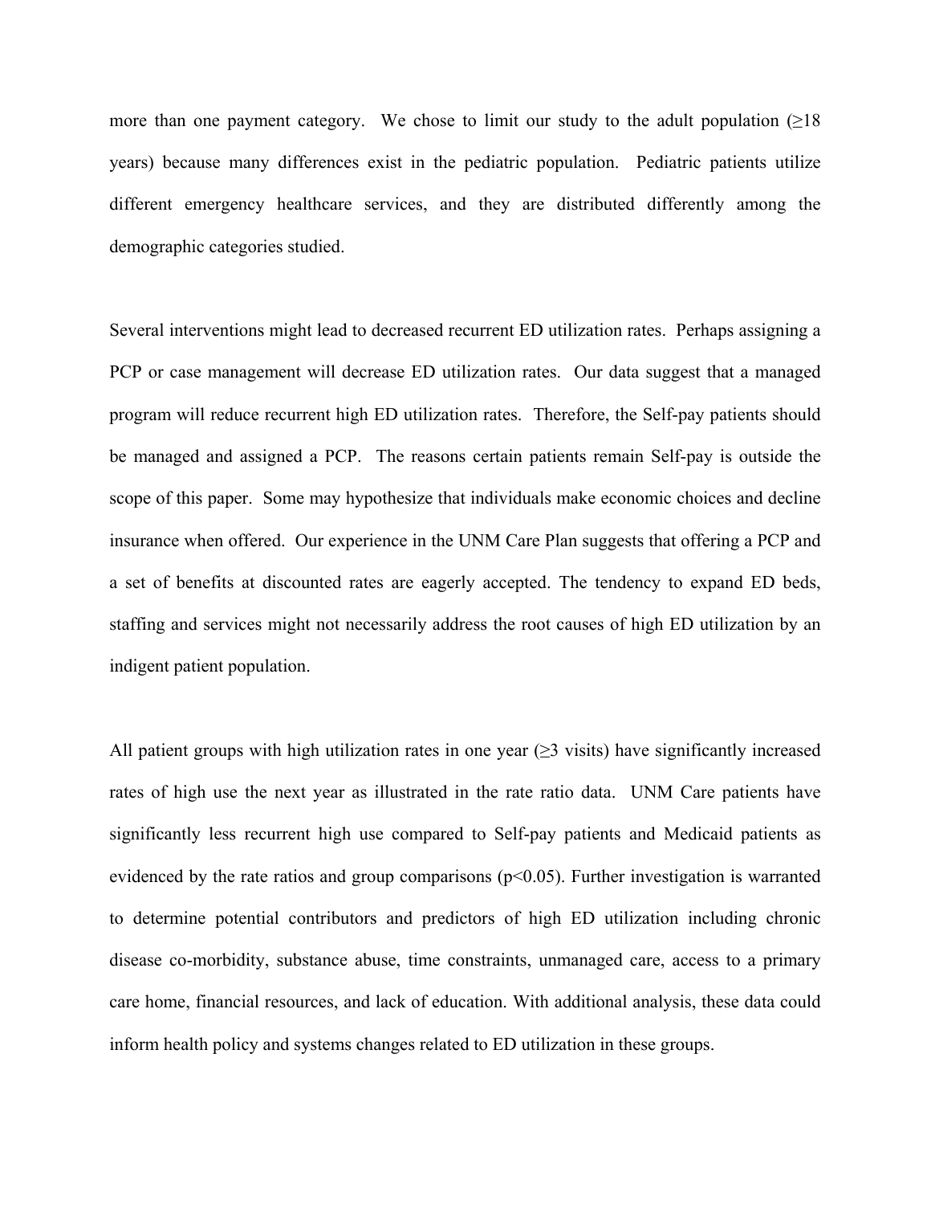more than one payment category. We chose to limit our study to the adult population (≥18 years) because many differences exist in the pediatric population. Pediatric patients utilize different emergency healthcare services, and they are distributed differently among the demographic categories studied.

Several interventions might lead to decreased recurrent ED utilization rates. Perhaps assigning a PCP or case management will decrease ED utilization rates. Our data suggest that a managed program will reduce recurrent high ED utilization rates. Therefore, the Self-pay patients should be managed and assigned a PCP. The reasons certain patients remain Self-pay is outside the scope of this paper. Some may hypothesize that individuals make economic choices and decline insurance when offered. Our experience in the UNM Care Plan suggests that offering a PCP and a set of benefits at discounted rates are eagerly accepted. The tendency to expand ED beds, staffing and services might not necessarily address the root causes of high ED utilization by an indigent patient population.

All patient groups with high utilization rates in one year (≥3 visits) have significantly increased rates of high use the next year as illustrated in the rate ratio data. UNM Care patients have significantly less recurrent high use compared to Self-pay patients and Medicaid patients as evidenced by the rate ratios and group comparisons ($p<0.05$). Further investigation is warranted to determine potential contributors and predictors of high ED utilization including chronic disease co-morbidity, substance abuse, time constraints, unmanaged care, access to a primary care home, financial resources, and lack of education. With additional analysis, these data could inform health policy and systems changes related to ED utilization in these groups.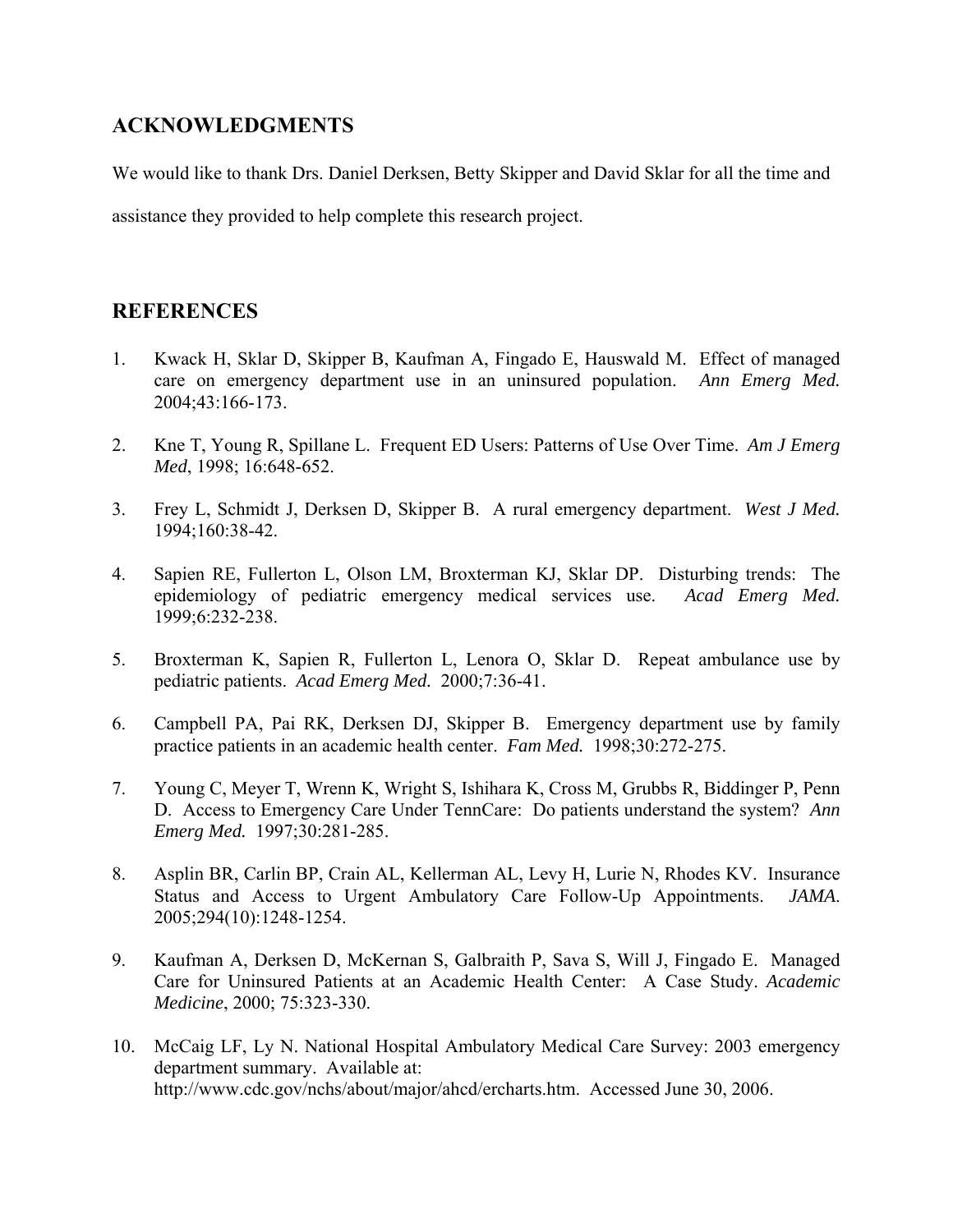## ACKNOWLEDGMENTS

We would like to thank Drs. Daniel Derksen, Betty Skipper and David Sklar for all the time and assistance they provided to help complete this research project.

## REFERENCES

1. Kwack H, Sklar D, Skipper B, Kaufman A, Fingado E, Hauswald M. Effect of managed care on emergency department use in an uninsured population. *Ann Emerg Med.* 2004;43:166-173.

2. Kne T, Young R, Spillane L. Frequent ED Users: Patterns of Use Over Time. *Am J Emerg Med*, 1998; 16:648-652.

3. Frey L, Schmidt J, Derksen D, Skipper B. A rural emergency department. *West J Med.* 1994;160:38-42.

4. Sapien RE, Fullerton L, Olson LM, Broxterman KJ, Sklar DP. Disturbing trends: The epidemiology of pediatric emergency medical services use. *Acad Emerg Med.* 1999;6:232-238.

5. Broxterman K, Sapien R, Fullerton L, Lenora O, Sklar D. Repeat ambulance use by pediatric patients. *Acad Emerg Med.* 2000;7:36-41.

6. Campbell PA, Pai RK, Derksen DJ, Skipper B. Emergency department use by family practice patients in an academic health center. *Fam Med.* 1998;30:272-275.

7. Young C, Meyer T, Wrenn K, Wright S, Ishihara K, Cross M, Grubbs R, Biddinger P, Penn D. Access to Emergency Care Under TennCare: Do patients understand the system? *Ann Emerg Med.* 1997;30:281-285.

8. Asplin BR, Carlin BP, Crain AL, Kellerman AL, Levy H, Lurie N, Rhodes KV. Insurance Status and Access to Urgent Ambulatory Care Follow-Up Appointments. *JAMA.* 2005;294(10):1248-1254.

9. Kaufman A, Derksen D, McKernan S, Galbraith P, Sava S, Will J, Fingado E. Managed Care for Uninsured Patients at an Academic Health Center: A Case Study. *Academic Medicine*, 2000; 75:323-330.

10. McCaig LF, Ly N. National Hospital Ambulatory Medical Care Survey: 2003 emergency department summary. Available at: http://www.cdc.gov/nchs/about/major/ahcd/ercharts.htm. Accessed June 30, 2006.